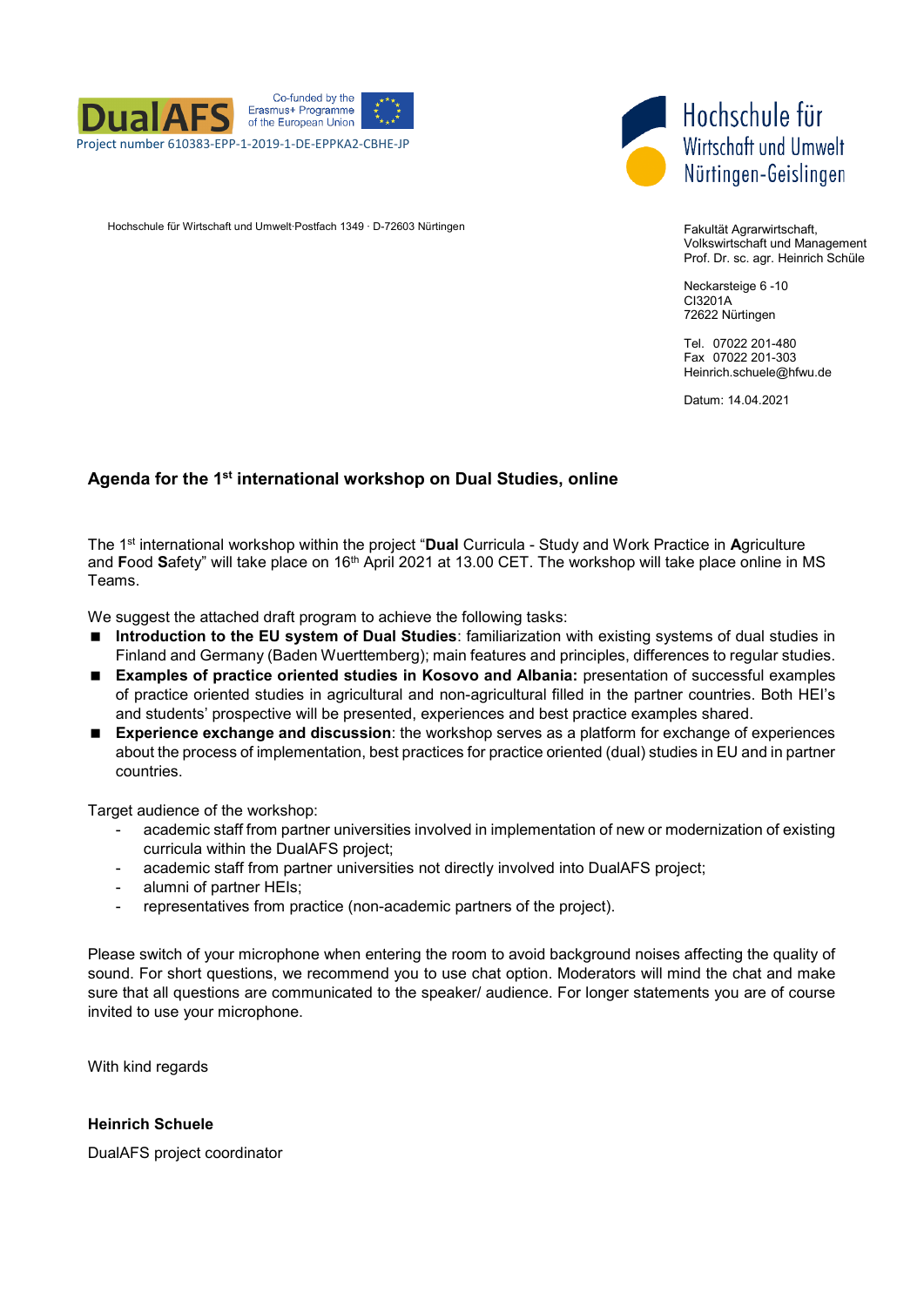DualAFS Co-funded by the Erasmus+ Programme of the European Union

Project number 610383-EPP-1-2019-1-DE-EPPKA2-CBHE-JP

Hochschule für Wirtschaft und Umwelt Nürtingen-Geislingen

Hochschule für Wirtschaft und Umwelt·Postfach 1349 · D-72603 Nürtingen

Fakultät Agrarwirtschaft,
Volkswirtschaft und Management
Prof. Dr. sc. agr. Heinrich Schüle

Neckarsteige 6 -10
CI3201A
72622 Nürtingen

Tel. 07022 201-480
Fax 07022 201-303
Heinrich.schuele@hfwu.de

Datum: 14.04.2021

## Agenda for the 1st international workshop on Dual Studies, online

The 1st international workshop within the project "**Dual** Curricula - Study and Work Practice in **A**griculture and **F**ood **S**afety" will take place on 16th April 2021 at 13.00 CET. The workshop will take place online in MS Teams.

We suggest the attached draft program to achieve the following tasks:

- **Introduction to the EU system of Dual Studies**: familiarization with existing systems of dual studies in Finland and Germany (Baden Wuerttemberg); main features and principles, differences to regular studies.
- **Examples of practice oriented studies in Kosovo and Albania:** presentation of successful examples of practice oriented studies in agricultural and non-agricultural filled in the partner countries. Both HEI's and students' prospective will be presented, experiences and best practice examples shared.
- **Experience exchange and discussion**: the workshop serves as a platform for exchange of experiences about the process of implementation, best practices for practice oriented (dual) studies in EU and in partner countries.

Target audience of the workshop:

- academic staff from partner universities involved in implementation of new or modernization of existing curricula within the DualAFS project;
- academic staff from partner universities not directly involved into DualAFS project;
- alumni of partner HEIs;
- representatives from practice (non-academic partners of the project).

Please switch of your microphone when entering the room to avoid background noises affecting the quality of sound. For short questions, we recommend you to use chat option. Moderators will mind the chat and make sure that all questions are communicated to the speaker/ audience. For longer statements you are of course invited to use your microphone.

With kind regards

**Heinrich Schuele**

DualAFS project coordinator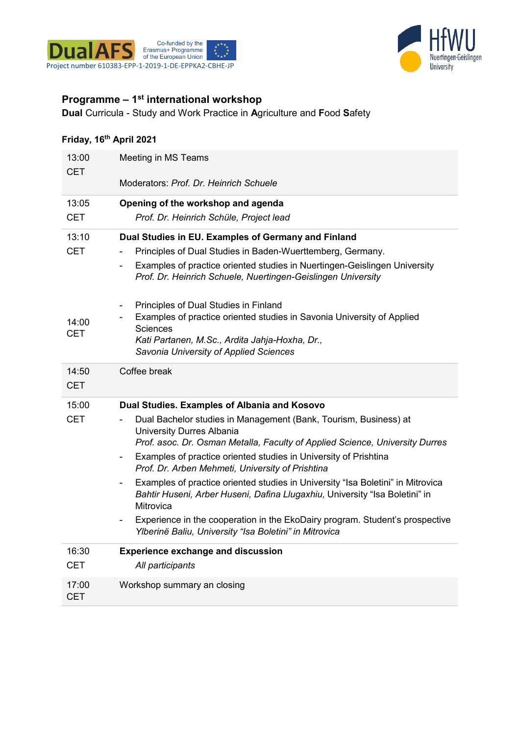Project number 610383-EPP-1-2019-1-DE-EPPKA2-CBHE-JP

## Programme – 1st international workshop

**Dual** Curricula - Study and Work Practice in **A**griculture and **F**ood **S**afety

### Friday, 16th April 2021

| Time | Programme |
|---|---|
| 13:00 CET | Meeting in MS Teams<br><br>Moderators: *Prof. Dr. Heinrich Schuele* |
| 13:05 CET | **Opening of the workshop and agenda**<br>*Prof. Dr. Heinrich Schüle, Project lead* |
| 13:10 CET | **Dual Studies in EU. Examples of Germany and Finland**<br>- Principles of Dual Studies in Baden-Wuerttemberg, Germany.<br>- Examples of practice oriented studies in Nuertingen-Geislingen University<br>*Prof. Dr. Heinrich Schuele, Nuertingen-Geislingen University* |
| 14:00 CET | - Principles of Dual Studies in Finland<br>- Examples of practice oriented studies in Savonia University of Applied Sciences<br>*Kati Partanen, M.Sc., Ardita Jahja-Hoxha, Dr., Savonia University of Applied Sciences* |
| 14:50 CET | Coffee break |
| 15:00 CET | **Dual Studies. Examples of Albania and Kosovo**<br>- Dual Bachelor studies in Management (Bank, Tourism, Business) at University Durres Albania<br>*Prof. asoc. Dr. Osman Metalla, Faculty of Applied Science, University Durres*<br>- Examples of practice oriented studies in University of Prishtina<br>*Prof. Dr. Arben Mehmeti, University of Prishtina*<br>- Examples of practice oriented studies in University "Isa Boletini" in Mitrovica<br>*Bahtir Huseni, Arber Huseni, Dafina Llugaxhiu,* University "Isa Boletini" in Mitrovica<br>- Experience in the cooperation in the EkoDairy program. Student's prospective<br>*Ylberinë Baliu, University "Isa Boletini" in Mitrovica* |
| 16:30 CET | **Experience exchange and discussion**<br>*All participants* |
| 17:00 CET | Workshop summary an closing |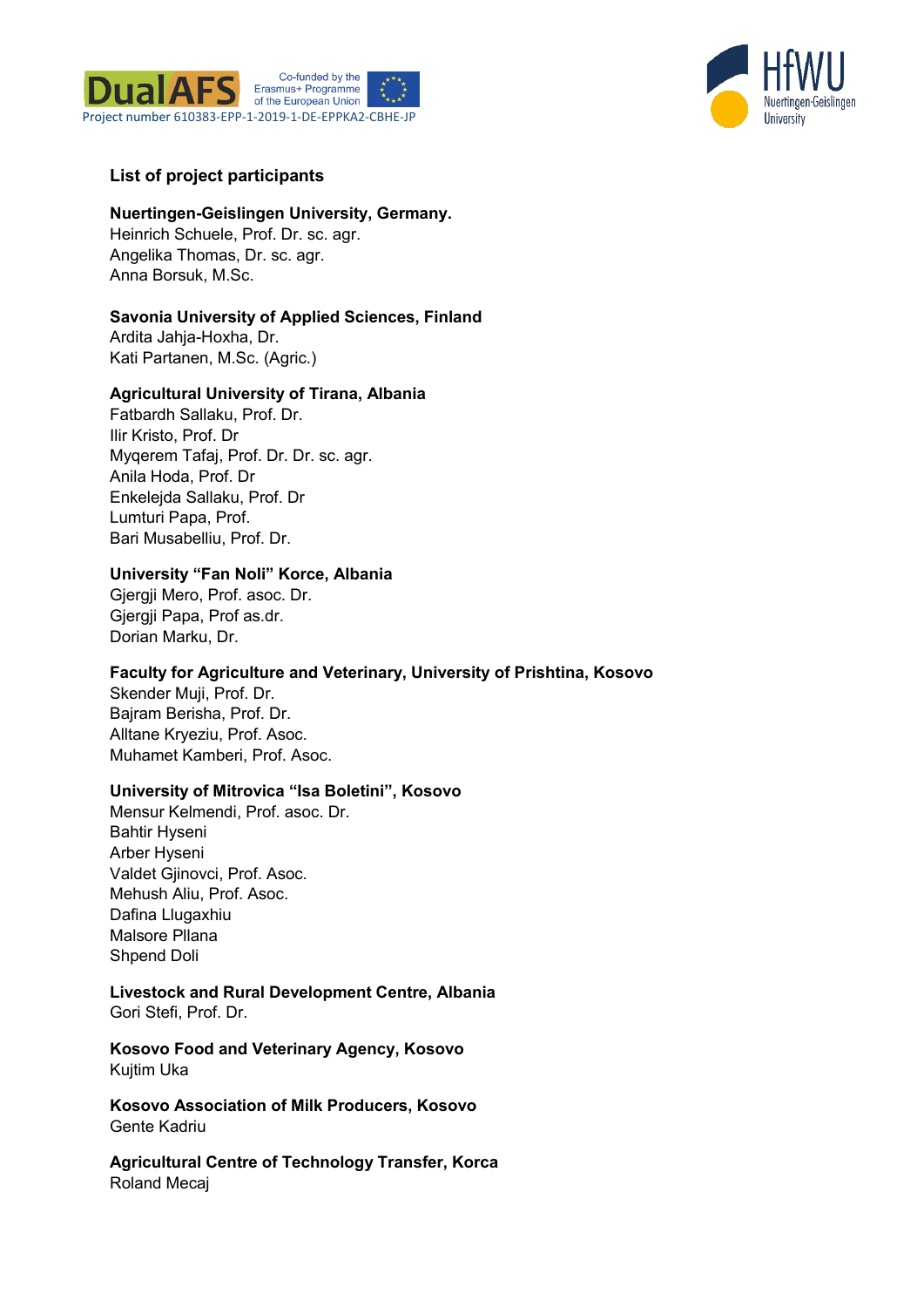## List of project participants

**Nuertingen-Geislingen University, Germany.**
Heinrich Schuele, Prof. Dr. sc. agr.
Angelika Thomas, Dr. sc. agr.
Anna Borsuk, M.Sc.

**Savonia University of Applied Sciences, Finland**
Ardita Jahja-Hoxha, Dr.
Kati Partanen, M.Sc. (Agric.)

**Agricultural University of Tirana, Albania**
Fatbardh Sallaku, Prof. Dr.
Ilir Kristo, Prof. Dr
Myqerem Tafaj, Prof. Dr. Dr. sc. agr.
Anila Hoda, Prof. Dr
Enkelejda Sallaku, Prof. Dr
Lumturi Papa, Prof.
Bari Musabelliu, Prof. Dr.

**University "Fan Noli" Korce, Albania**
Gjergji Mero, Prof. asoc. Dr.
Gjergji Papa, Prof as.dr.
Dorian Marku, Dr.

**Faculty for Agriculture and Veterinary, University of Prishtina, Kosovo**
Skender Muji, Prof. Dr.
Bajram Berisha, Prof. Dr.
Alltane Kryeziu, Prof. Asoc.
Muhamet Kamberi, Prof. Asoc.

**University of Mitrovica "Isa Boletini", Kosovo**
Mensur Kelmendi, Prof. asoc. Dr.
Bahtir Hyseni
Arber Hyseni
Valdet Gjinovci, Prof. Asoc.
Mehush Aliu, Prof. Asoc.
Dafina Llugaxhiu
Malsore Pllana
Shpend Doli

**Livestock and Rural Development Centre, Albania**
Gori Stefi, Prof. Dr.

**Kosovo Food and Veterinary Agency, Kosovo**
Kujtim Uka

**Kosovo Association of Milk Producers, Kosovo**
Gente Kadriu

**Agricultural Centre of Technology Transfer, Korca**
Roland Mecaj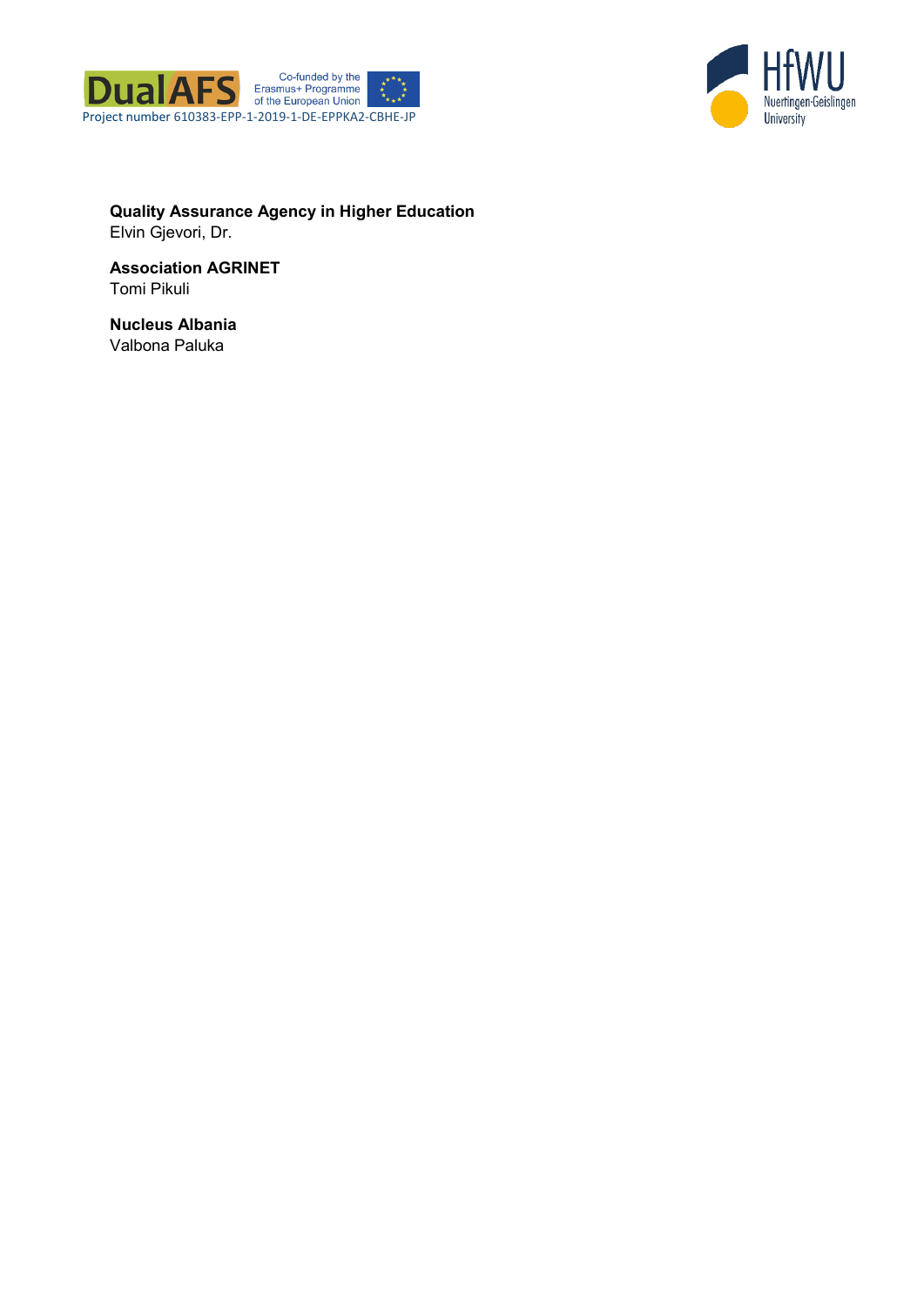**Quality Assurance Agency in Higher Education**
Elvin Gjevori, Dr.

**Association AGRINET**
Tomi Pikuli

**Nucleus Albania**
Valbona Paluka